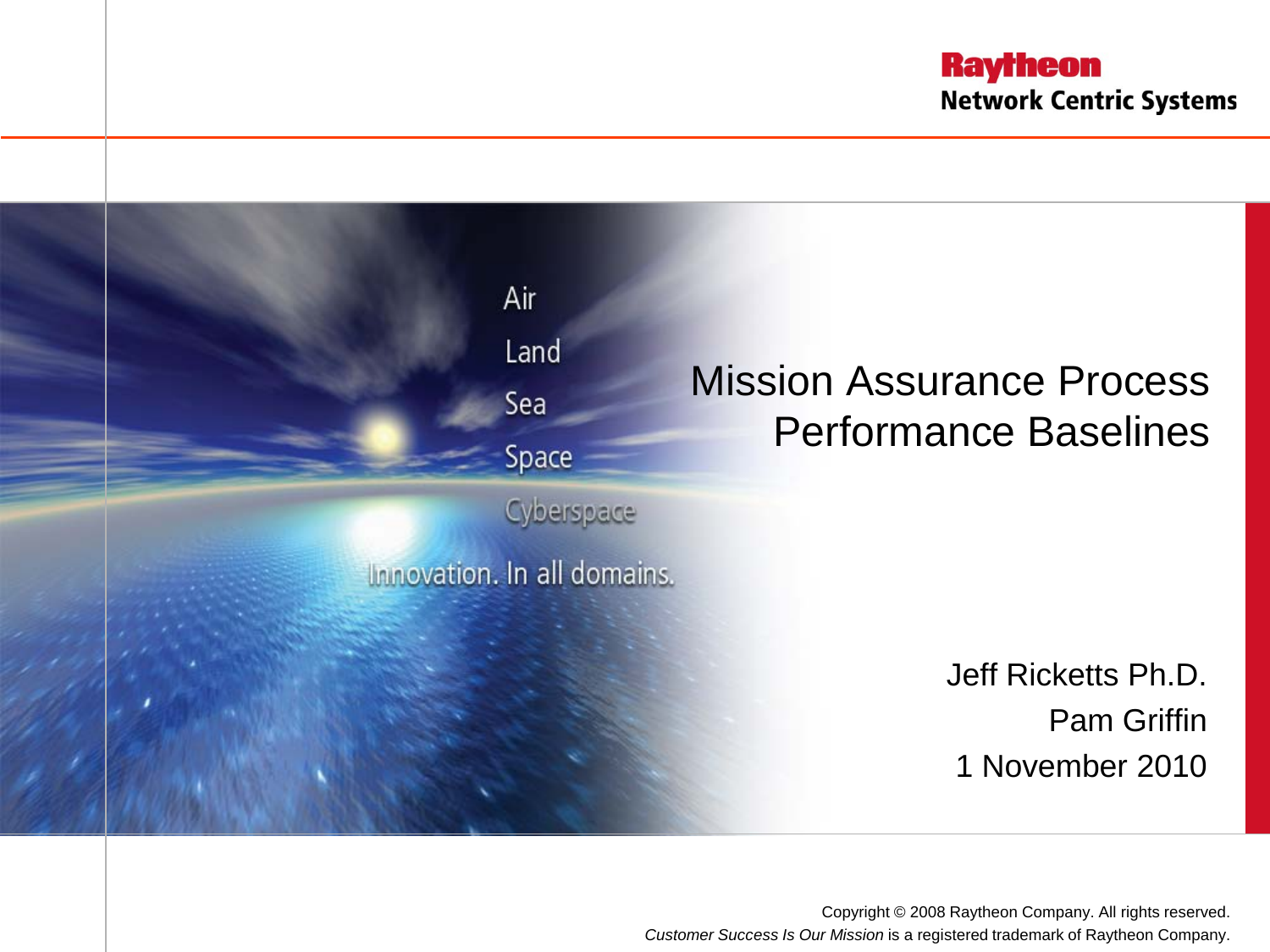Raytheon
Network Centric Systems

Air
Land
Sea
Space
Cyberspace

Innovation. In all domains.

# Mission Assurance Process Performance Baselines

Jeff Ricketts Ph.D.

Pam Griffin

1 November 2010

Copyright © 2008 Raytheon Company. All rights reserved.
*Customer Success Is Our Mission* is a registered trademark of Raytheon Company.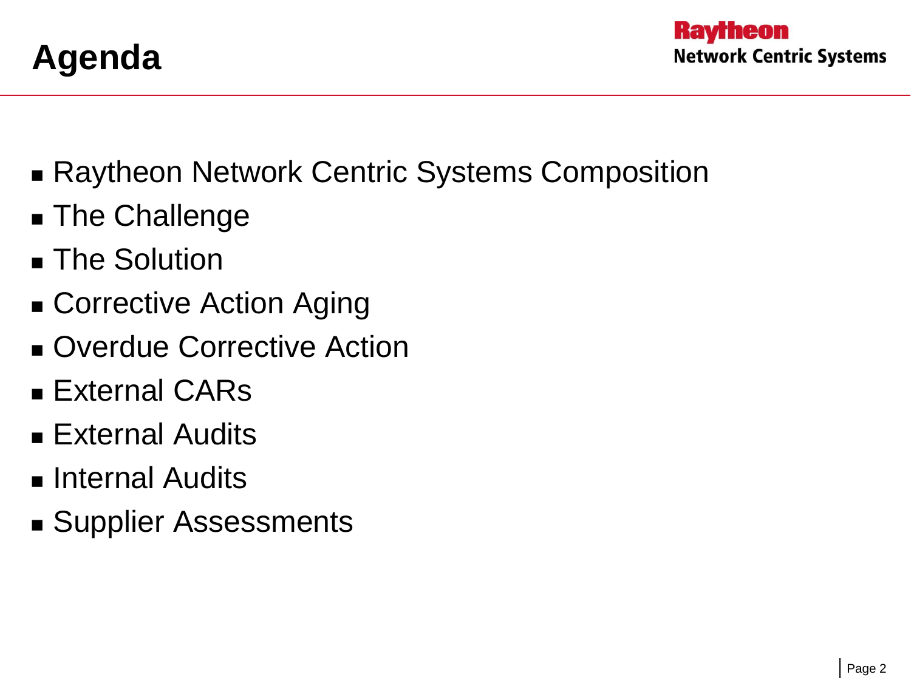# Agenda

- Raytheon Network Centric Systems Composition
- The Challenge
- The Solution
- Corrective Action Aging
- Overdue Corrective Action
- External CARs
- External Audits
- Internal Audits
- Supplier Assessments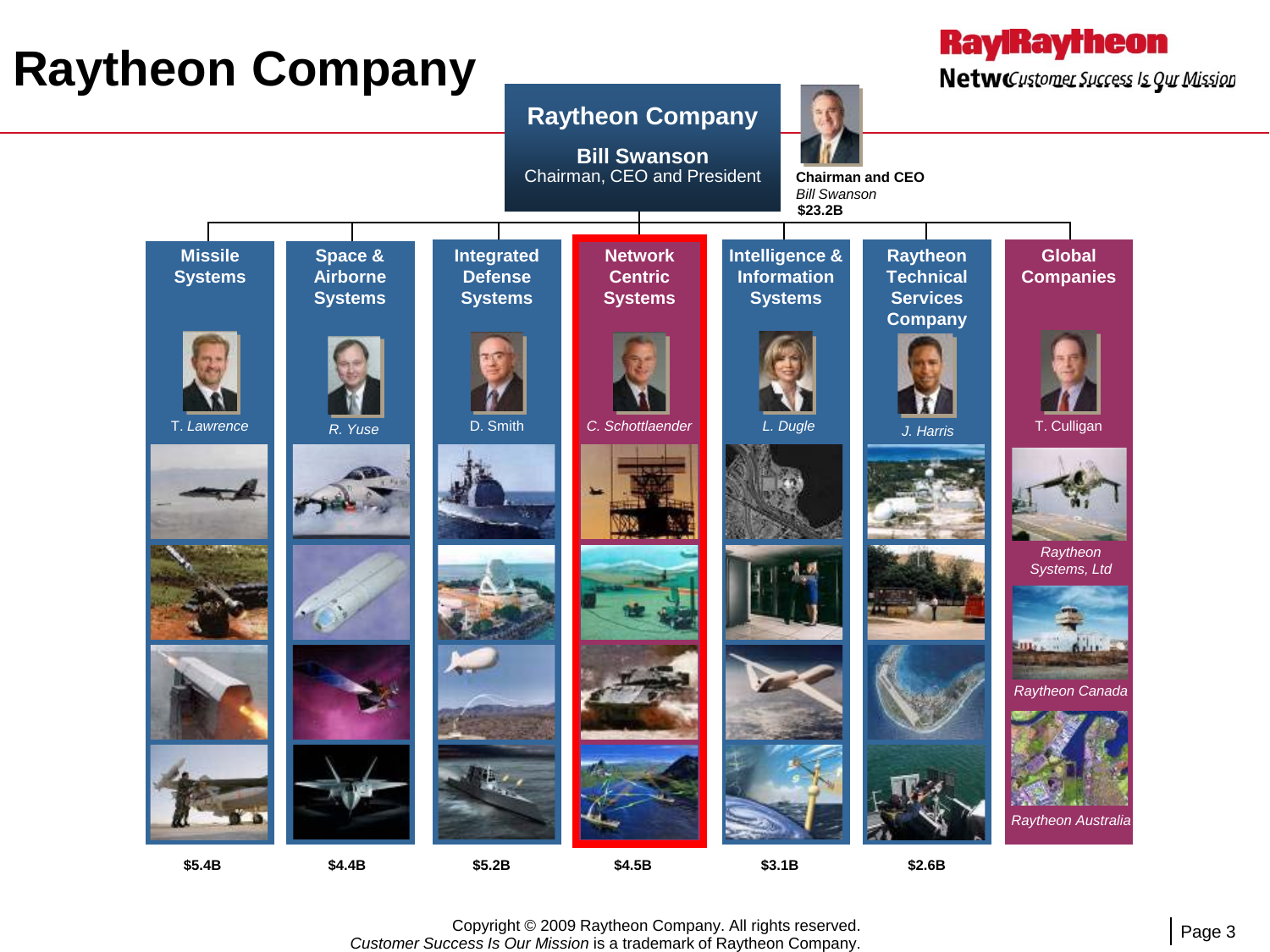# Raytheon Company

**Raytheon Company**

**Bill Swanson**
Chairman, CEO and President

**Chairman and CEO**
*Bill Swanson*
**$23.2B**

| Missile Systems | Space & Airborne Systems | Integrated Defense Systems | Network Centric Systems | Intelligence & Information Systems | Raytheon Technical Services Company | Global Companies |
|---|---|---|---|---|---|---|
| T. *Lawrence* | *R. Yuse* | D. Smith | *C. Schottlaender* | *L. Dugle* | *J. Harris* | T. Culligan |
| **$5.4B** | **$4.4B** | **$5.2B** | **$4.5B** | **$3.1B** | **$2.6B** | |

Global Companies:

- *Raytheon Systems, Ltd*
- *Raytheon Canada*
- *Raytheon Australia*

Copyright © 2009 Raytheon Company. All rights reserved.
*Customer Success Is Our Mission* is a trademark of Raytheon Company.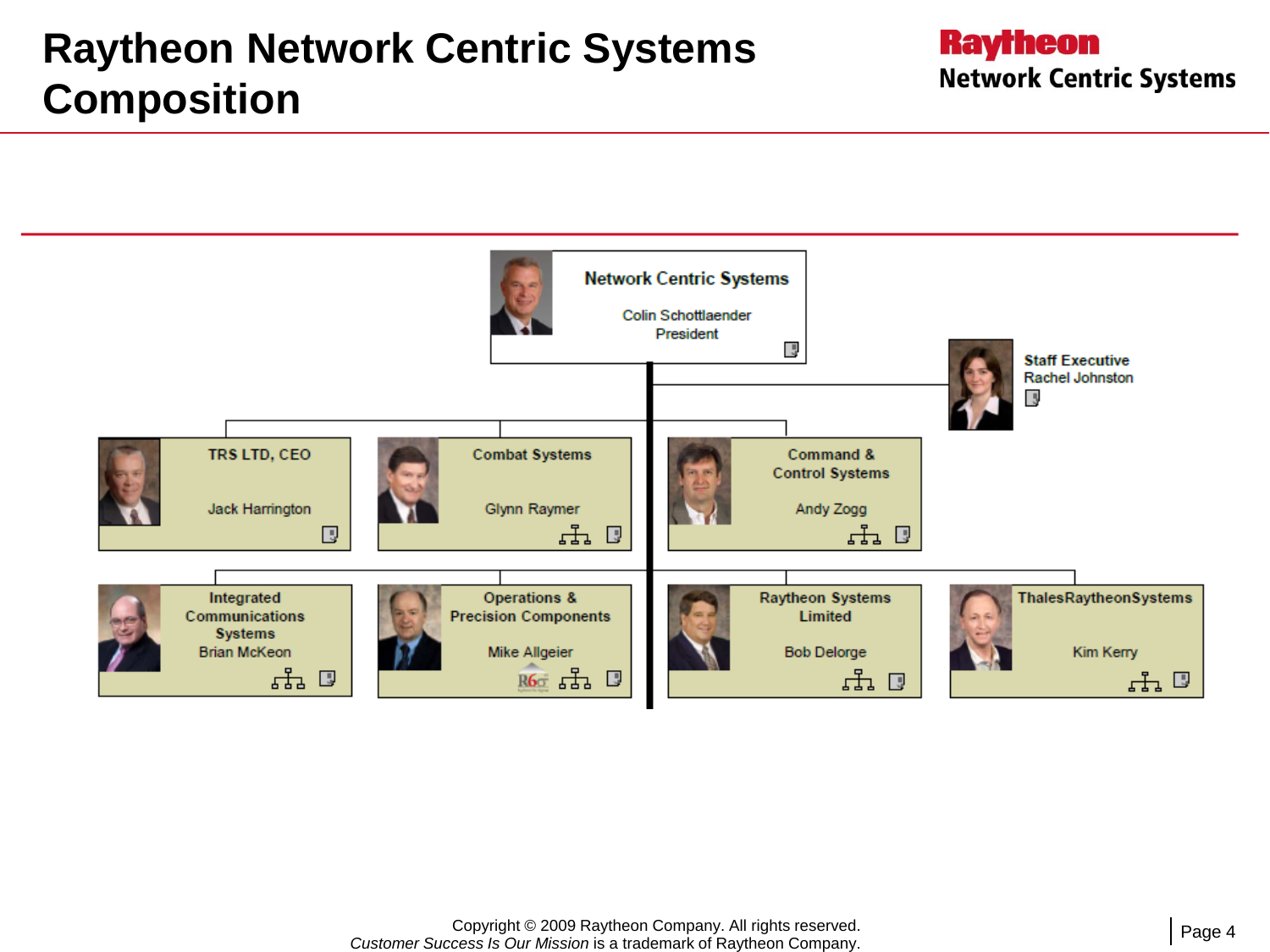# Raytheon Network Centric Systems Composition

**Network Centric Systems**
Colin Schottlaender
President

**Staff Executive**
Rachel Johnston

**TRS LTD, CEO**
Jack Harrington

**Combat Systems**
Glynn Raymer

**Command & Control Systems**
Andy Zogg

**Integrated Communications Systems**
Brian McKeon

**Operations & Precision Components**
Mike Allgeier

**Raytheon Systems Limited**
Bob Delorge

**ThalesRaytheonSystems**
Kim Kerry

Copyright © 2009 Raytheon Company. All rights reserved.
*Customer Success Is Our Mission* is a trademark of Raytheon Company.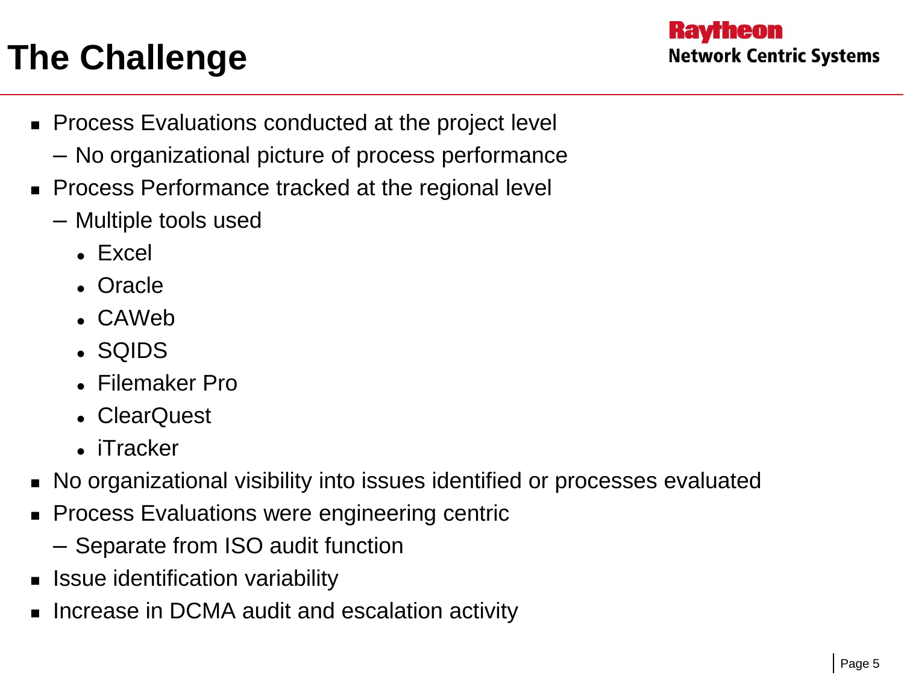# The Challenge

- Process Evaluations conducted at the project level
  - No organizational picture of process performance
- Process Performance tracked at the regional level
  - Multiple tools used
    - Excel
    - Oracle
    - CAWeb
    - SQIDS
    - Filemaker Pro
    - ClearQuest
    - iTracker
- No organizational visibility into issues identified or processes evaluated
- Process Evaluations were engineering centric
  - Separate from ISO audit function
- Issue identification variability
- Increase in DCMA audit and escalation activity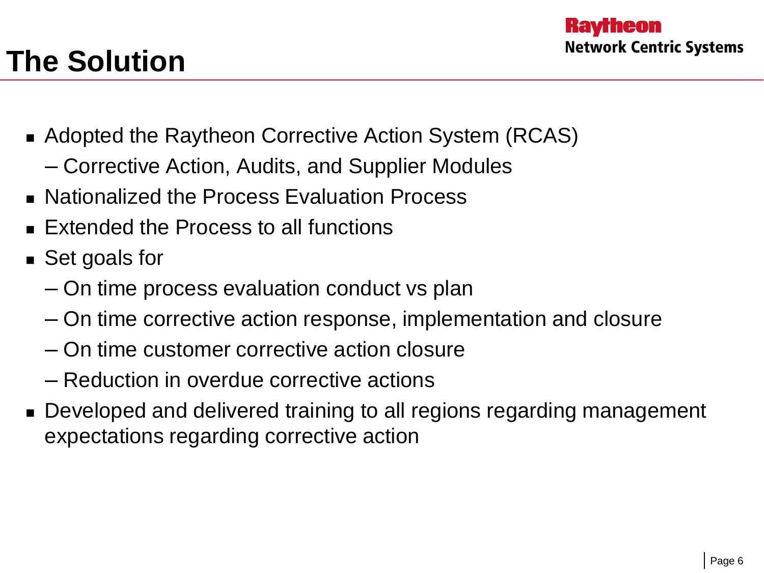# The Solution

- Adopted the Raytheon Corrective Action System (RCAS)
  - Corrective Action, Audits, and Supplier Modules
- Nationalized the Process Evaluation Process
- Extended the Process to all functions
- Set goals for
  - On time process evaluation conduct vs plan
  - On time corrective action response, implementation and closure
  - On time customer corrective action closure
  - Reduction in overdue corrective actions
- Developed and delivered training to all regions regarding management expectations regarding corrective action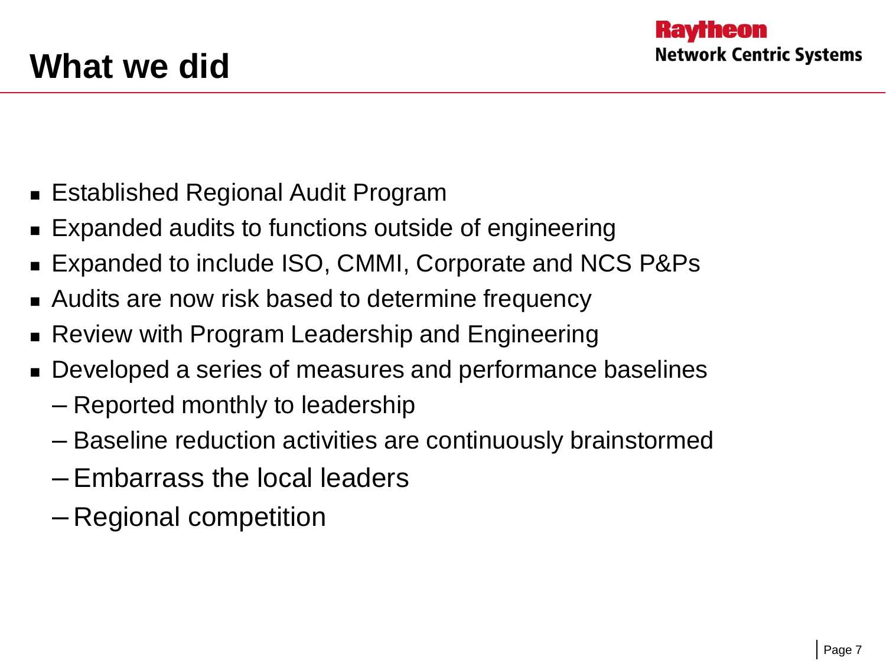# What we did

- Established Regional Audit Program
- Expanded audits to functions outside of engineering
- Expanded to include ISO, CMMI, Corporate and NCS P&Ps
- Audits are now risk based to determine frequency
- Review with Program Leadership and Engineering
- Developed a series of measures and performance baselines
  - Reported monthly to leadership
  - Baseline reduction activities are continuously brainstormed
  - Embarrass the local leaders
  - Regional competition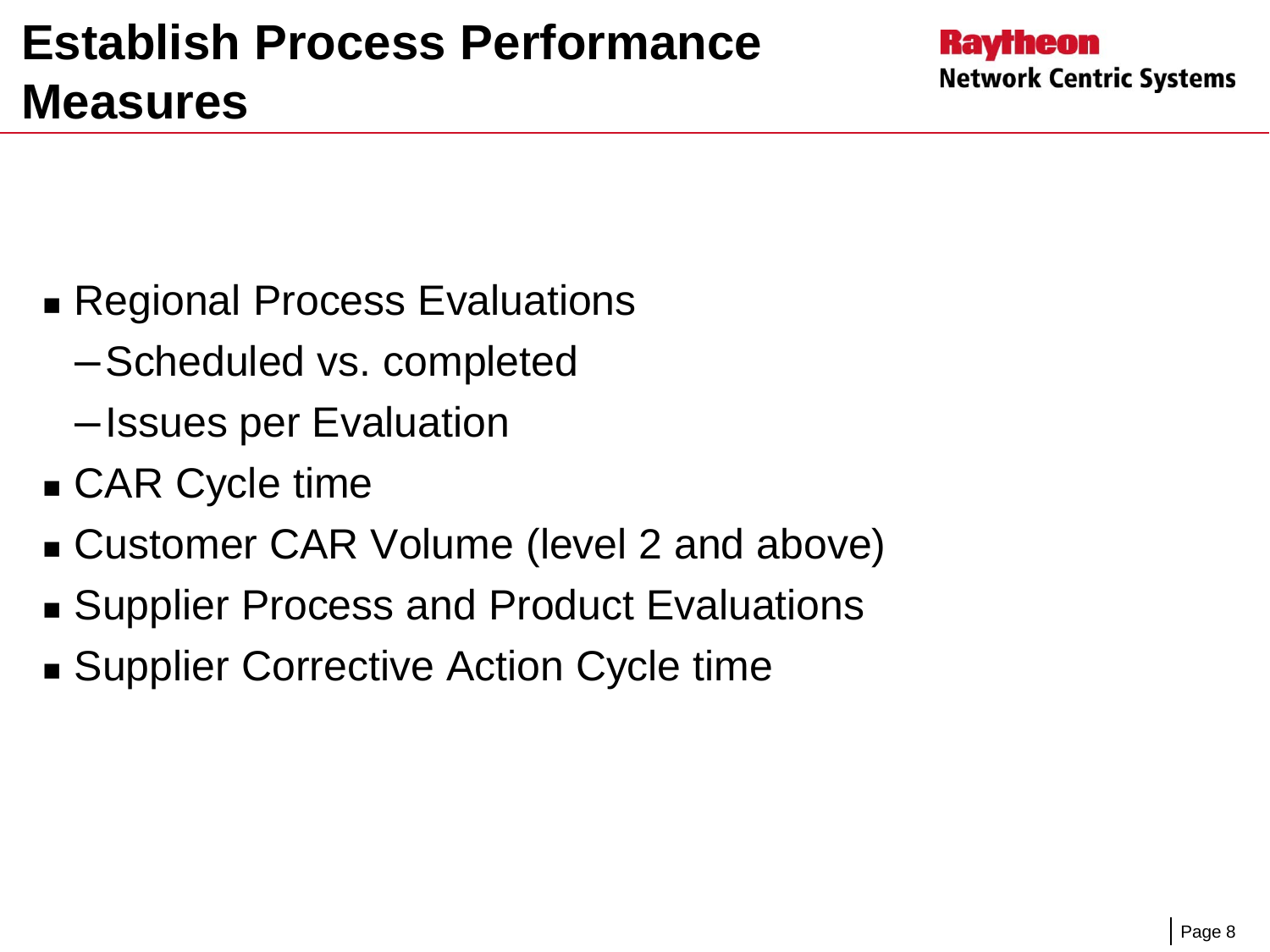# Establish Process Performance Measures

- Regional Process Evaluations
  - Scheduled vs. completed
  - Issues per Evaluation
- CAR Cycle time
- Customer CAR Volume (level 2 and above)
- Supplier Process and Product Evaluations
- Supplier Corrective Action Cycle time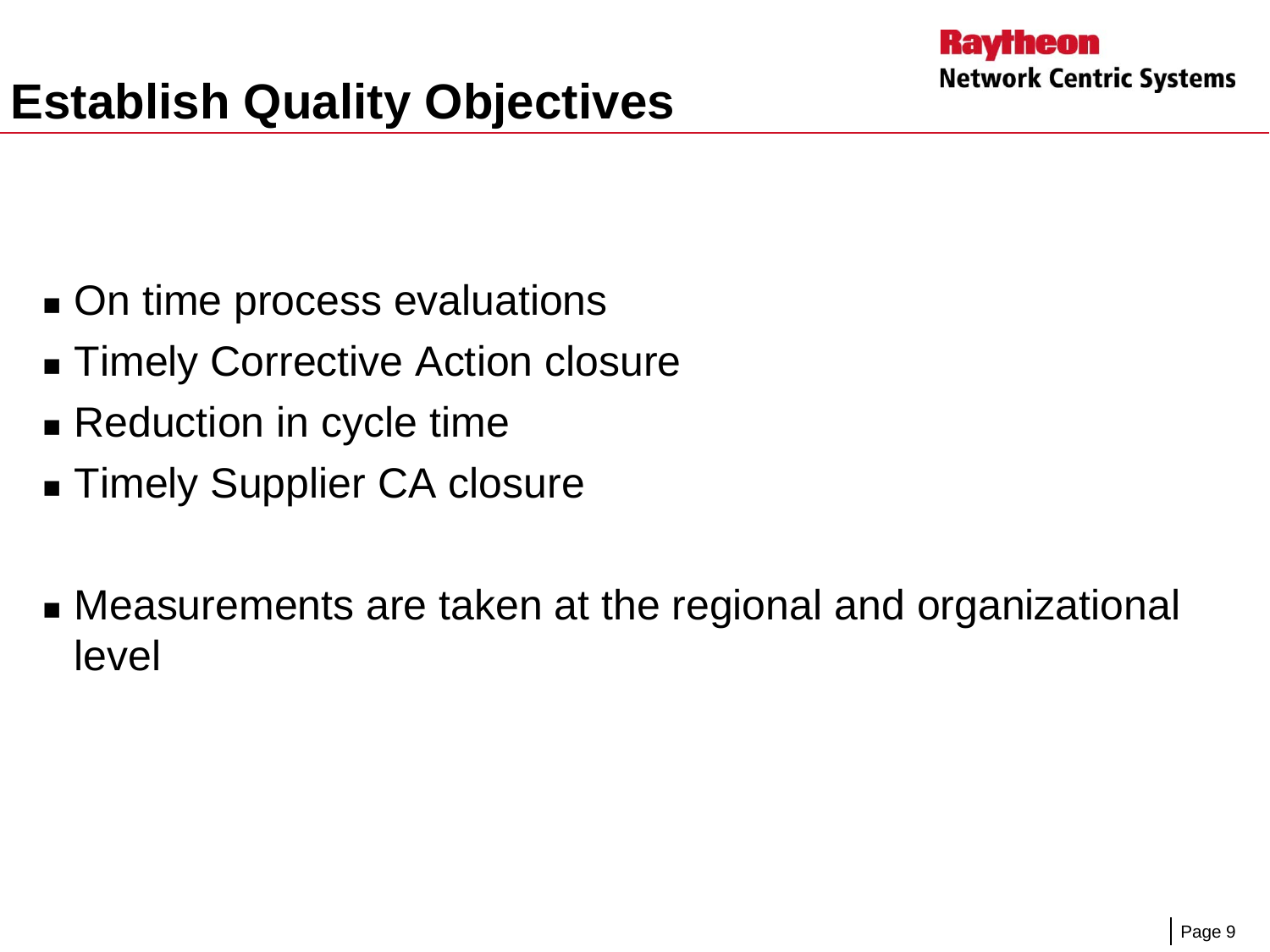# Establish Quality Objectives

- On time process evaluations
- Timely Corrective Action closure
- Reduction in cycle time
- Timely Supplier CA closure

- Measurements are taken at the regional and organizational level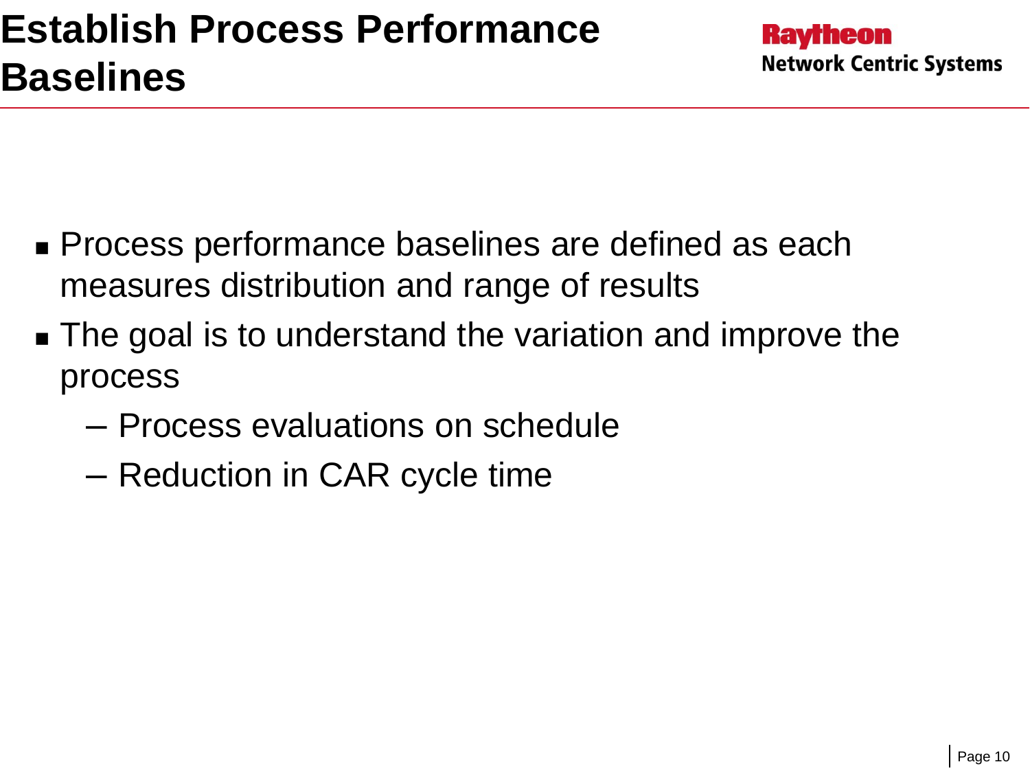# Establish Process Performance Baselines

- Process performance baselines are defined as each measures distribution and range of results
- The goal is to understand the variation and improve the process
  - Process evaluations on schedule
  - Reduction in CAR cycle time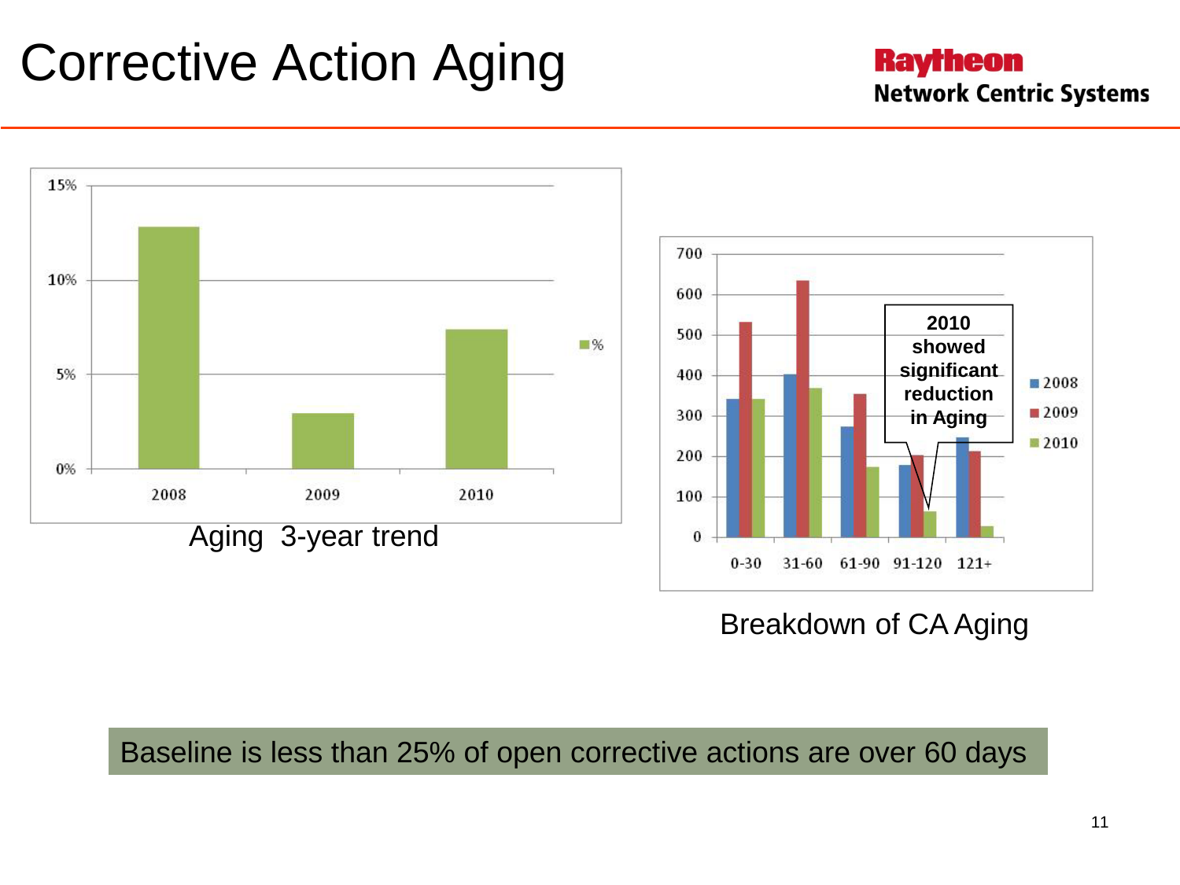# Corrective Action Aging

| | % |
|---|---|
| 2008 | ~13% |
| 2009 | ~3% |
| 2010 | ~7.5% |

Aging 3-year trend

| | 2008 | 2009 | 2010 |
|---|---|---|---|
| 0-30 | ~340 | ~530 | ~340 |
| 31-60 | ~400 | ~635 | ~370 |
| 61-90 | ~270 | ~355 | ~175 |
| 91-120 | ~180 | ~205 | ~65 |
| 121+ | ~245 | ~215 | ~30 |

**2010 showed significant reduction in Aging**

Breakdown of CA Aging

Baseline is less than 25% of open corrective actions are over 60 days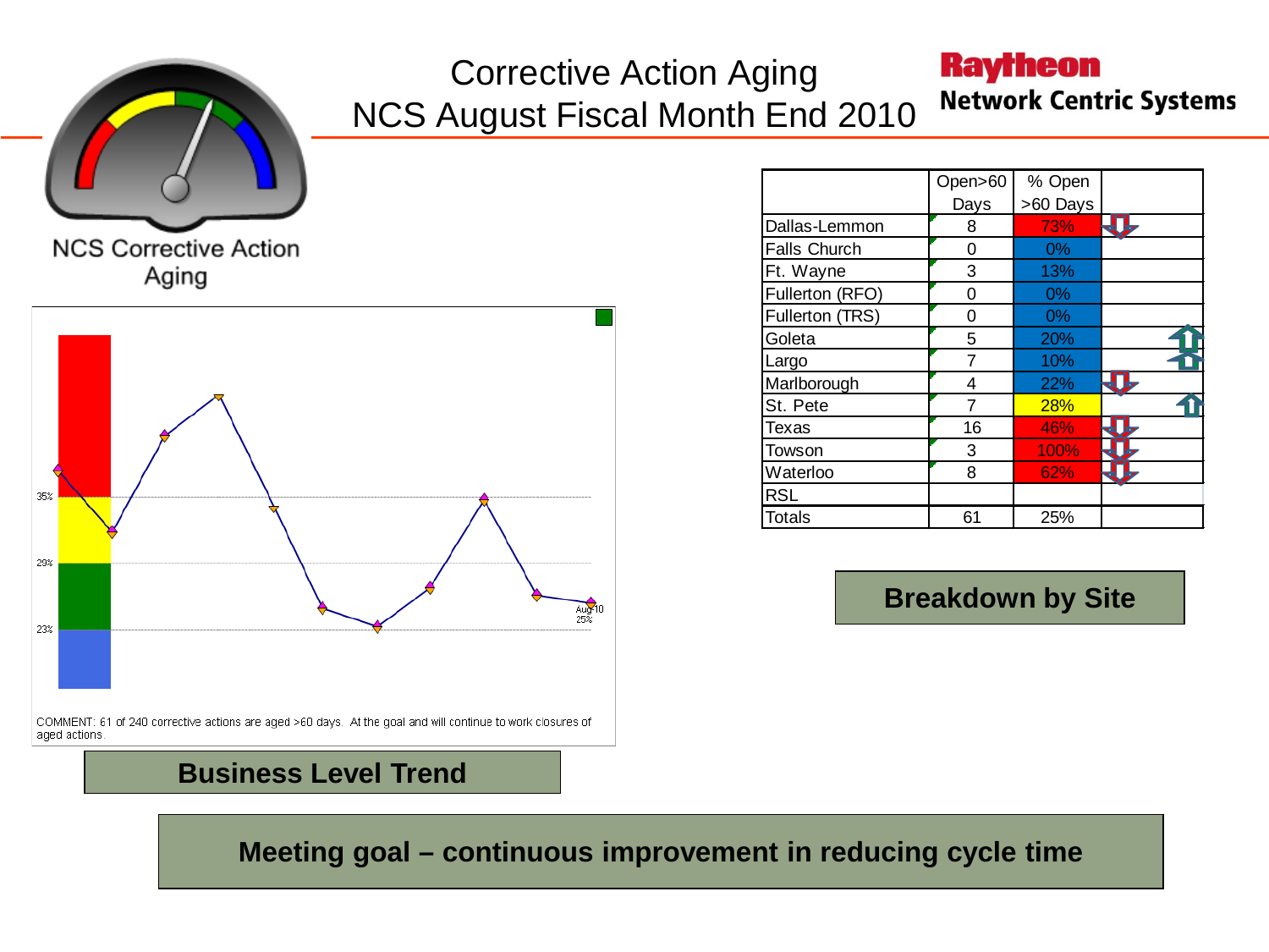# Corrective Action Aging
# NCS August Fiscal Month End 2010

**Raytheon**
**Network Centric Systems**

NCS Corrective Action Aging

35%

29%

23%

Aug-10
25%

COMMENT: 61 of 240 corrective actions are aged >60 days. At the goal and will continue to work closures of aged actions.

**Business Level Trend**

| | Open>60 Days | % Open >60 Days | |
|---|---|---|---|
| Dallas-Lemmon | 8 | 73% | ⇩ |
| Falls Church | 0 | 0% | |
| Ft. Wayne | 3 | 13% | |
| Fullerton (RFO) | 0 | 0% | |
| Fullerton (TRS) | 0 | 0% | |
| Goleta | 5 | 20% | ⇧ |
| Largo | 7 | 10% | ⇧ |
| Marlborough | 4 | 22% | ⇩ |
| St. Pete | 7 | 28% | ⇧ |
| Texas | 16 | 46% | ⇩ |
| Towson | 3 | 100% | ⇩ |
| Waterloo | 8 | 62% | ⇩ |
| RSL | | | |
| Totals | 61 | 25% | |

**Breakdown by Site**

**Meeting goal – continuous improvement in reducing cycle time**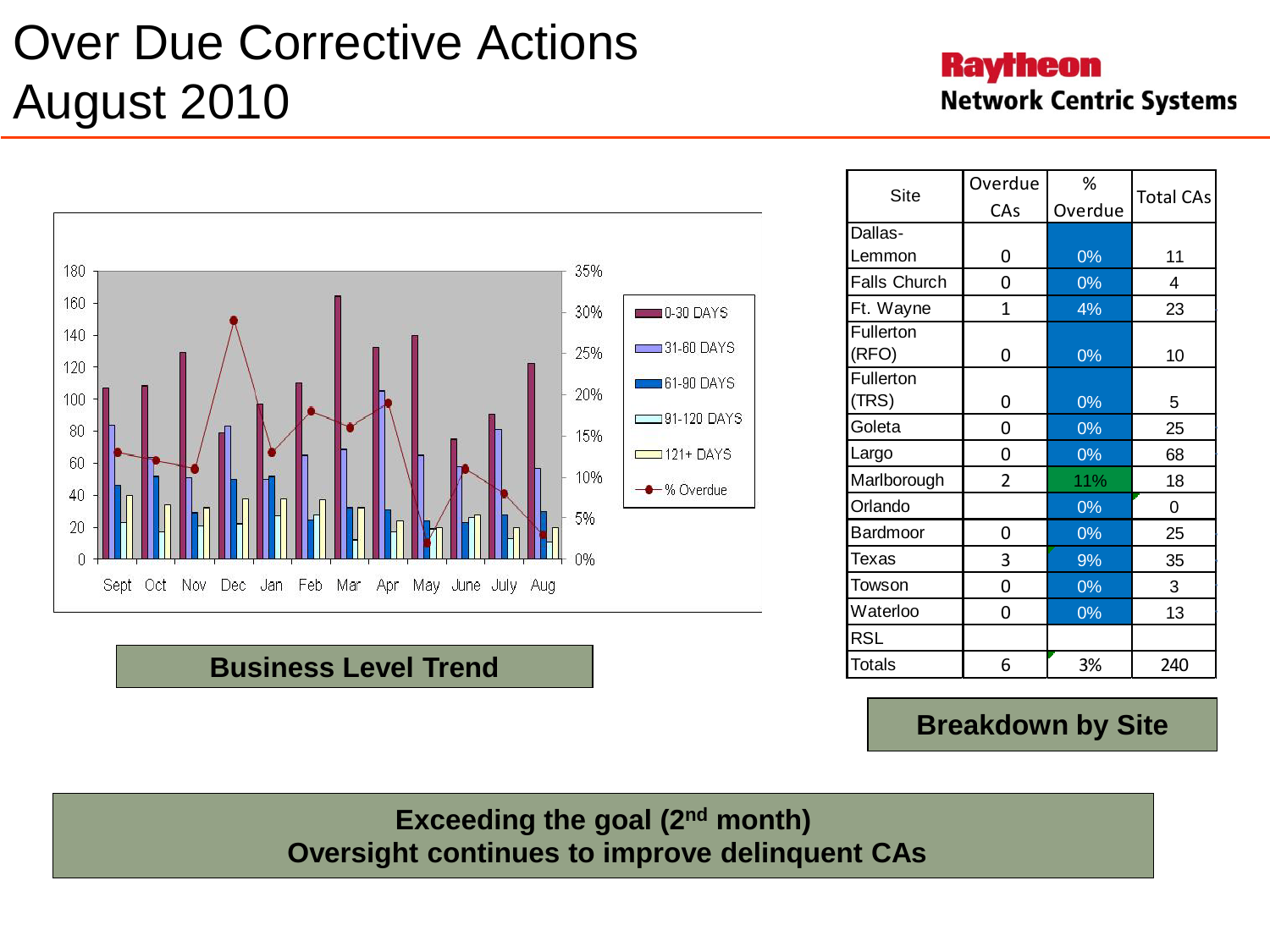# Over Due Corrective Actions August 2010

**Raytheon**
**Network Centric Systems**

Legend: 0-30 DAYS, 31-60 DAYS, 61-90 DAYS, 91-120 DAYS, 121+ DAYS, % Overdue

Sept Oct Nov Dec Jan Feb Mar Apr May June July Aug

**Business Level Trend**

| Site | Overdue CAs | % Overdue | Total CAs |
|---|---|---|---|
| Dallas-Lemmon | 0 | 0% | 11 |
| Falls Church | 0 | 0% | 4 |
| Ft. Wayne | 1 | 4% | 23 |
| Fullerton (RFO) | 0 | 0% | 10 |
| Fullerton (TRS) | 0 | 0% | 5 |
| Goleta | 0 | 0% | 25 |
| Largo | 0 | 0% | 68 |
| Marlborough | 2 | 11% | 18 |
| Orlando | | 0% | 0 |
| Bardmoor | 0 | 0% | 25 |
| Texas | 3 | 9% | 35 |
| Towson | 0 | 0% | 3 |
| Waterloo | 0 | 0% | 13 |
| RSL | | | |
| Totals | 6 | 3% | 240 |

**Breakdown by Site**

**Exceeding the goal (2nd month)**
**Oversight continues to improve delinquent CAs**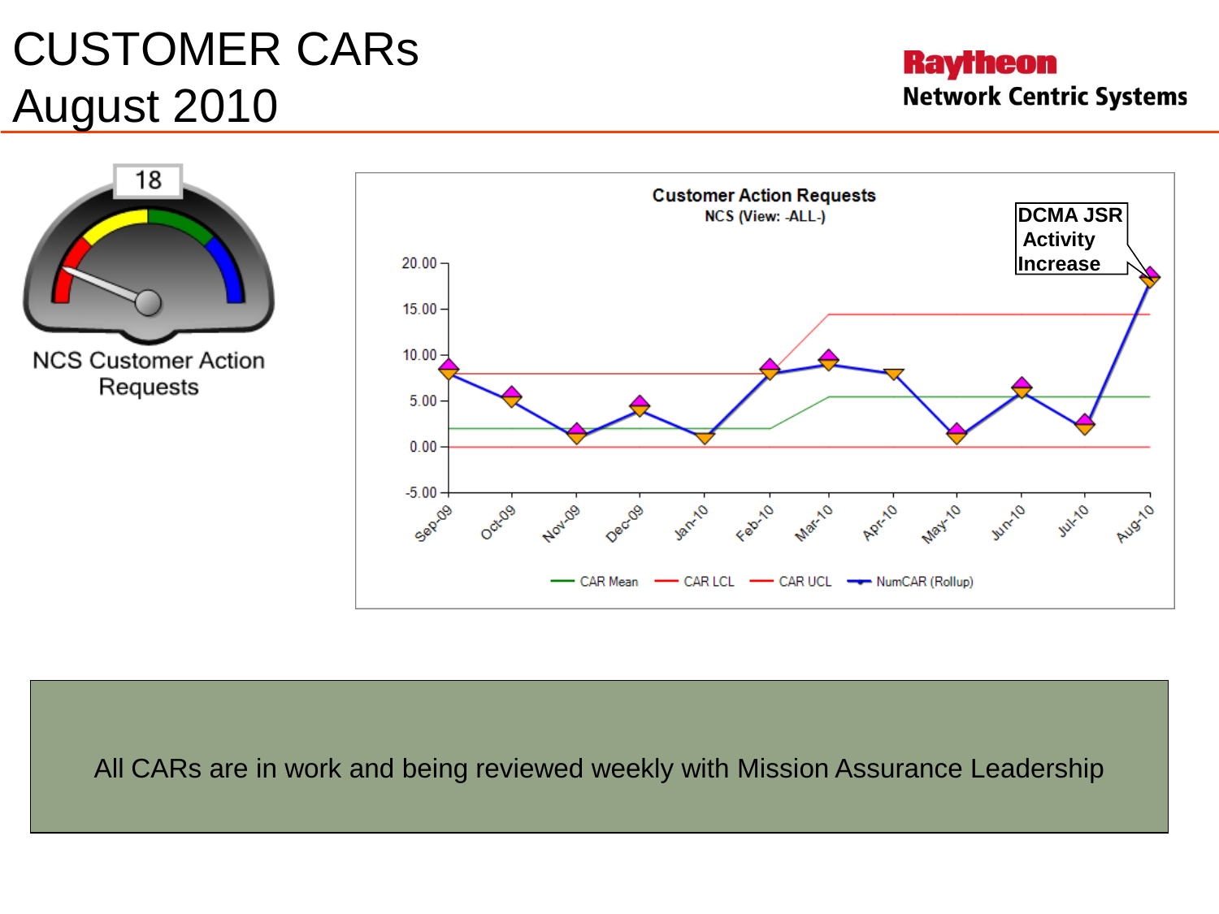# CUSTOMER CARs
# August 2010

**Raytheon**
**Network Centric Systems**

18

NCS Customer Action Requests

**Customer Action Requests**
NCS (View: -ALL-)

**DCMA JSR Activity Increase**

20.00
15.00
10.00
5.00
0.00
-5.00

Sep-09 Oct-09 Nov-09 Dec-09 Jan-10 Feb-10 Mar-10 Apr-10 May-10 Jun-10 Jul-10 Aug-10

CAR Mean — CAR LCL — CAR UCL — NumCAR (Rollup)

All CARs are in work and being reviewed weekly with Mission Assurance Leadership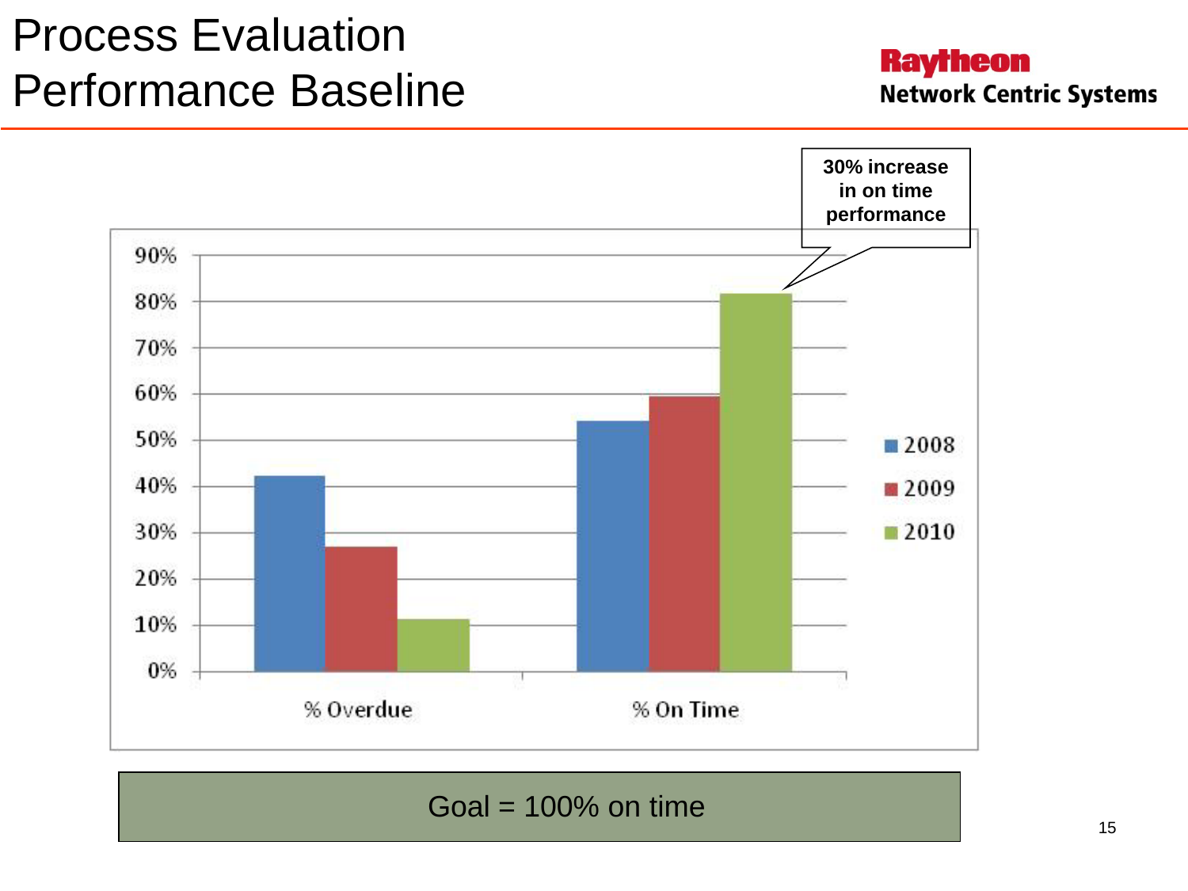# Process Evaluation Performance Baseline

Raytheon
Network Centric Systems

30% increase in on time performance

| | 2008 | 2009 | 2010 |
|---|---|---|---|
| % Overdue | 42% | 27% | 11% |
| % On Time | 54% | 59% | 81% |

Goal = 100% on time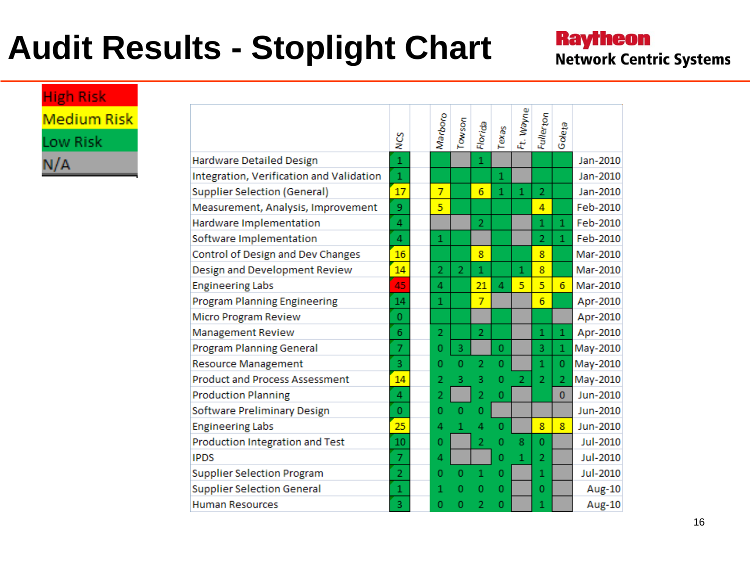# Audit Results - Stoplight Chart

**Raytheon**
**Network Centric Systems**

| Legend |
|---|
| High Risk |
| Medium Risk |
| Low Risk |
| N/A |

| | NCS | | Marboro | Towson | Florida | Texas | Ft. Wayne | Fullerton | Goleta | |
|---|---|---|---|---|---|---|---|---|---|---|
| Hardware Detailed Design | 1 | | | | 1 | | | | | Jan-2010 |
| Integration, Verification and Validation | 1 | | | | | 1 | | | | Jan-2010 |
| Supplier Selection (General) | 17 | | 7 | | 6 | 1 | 1 | 2 | | Jan-2010 |
| Measurement, Analysis, Improvement | 9 | | 5 | | | | | 4 | | Feb-2010 |
| Hardware Implementation | 4 | | | | 2 | | | 1 | 1 | Feb-2010 |
| Software Implementation | 4 | | 1 | | | | | 2 | 1 | Feb-2010 |
| Control of Design and Dev Changes | 16 | | | | 8 | | | 8 | | Mar-2010 |
| Design and Development Review | 14 | | 2 | 2 | 1 | | 1 | 8 | | Mar-2010 |
| Engineering Labs | 45 | | 4 | | 21 | 4 | 5 | 5 | 6 | Mar-2010 |
| Program Planning Engineering | 14 | | 1 | | 7 | | | 6 | | Apr-2010 |
| Micro Program Review | 0 | | | | | | | | | Apr-2010 |
| Management Review | 6 | | 2 | | 2 | | | 1 | 1 | Apr-2010 |
| Program Planning General | 7 | | 0 | 3 | | 0 | | 3 | 1 | May-2010 |
| Resource Management | 3 | | 0 | 0 | 2 | 0 | | 1 | 0 | May-2010 |
| Product and Process Assessment | 14 | | 2 | 3 | 3 | 0 | 2 | 2 | 2 | May-2010 |
| Production Planning | 4 | | 2 | | 2 | 0 | | | 0 | Jun-2010 |
| Software Preliminary Design | 0 | | 0 | 0 | 0 | | | | | Jun-2010 |
| Engineering Labs | 25 | | 4 | 1 | 4 | 0 | | 8 | 8 | Jun-2010 |
| Production Integration and Test | 10 | | 0 | | 2 | 0 | 8 | 0 | | Jul-2010 |
| IPDS | 7 | | 4 | | | 0 | 1 | 2 | | Jul-2010 |
| Supplier Selection Program | 2 | | 0 | 0 | 1 | 0 | | 1 | | Jul-2010 |
| Supplier Selection General | 1 | | 1 | 0 | 0 | 0 | | 0 | | Aug-10 |
| Human Resources | 3 | | 0 | 0 | 2 | 0 | | 1 | | Aug-10 |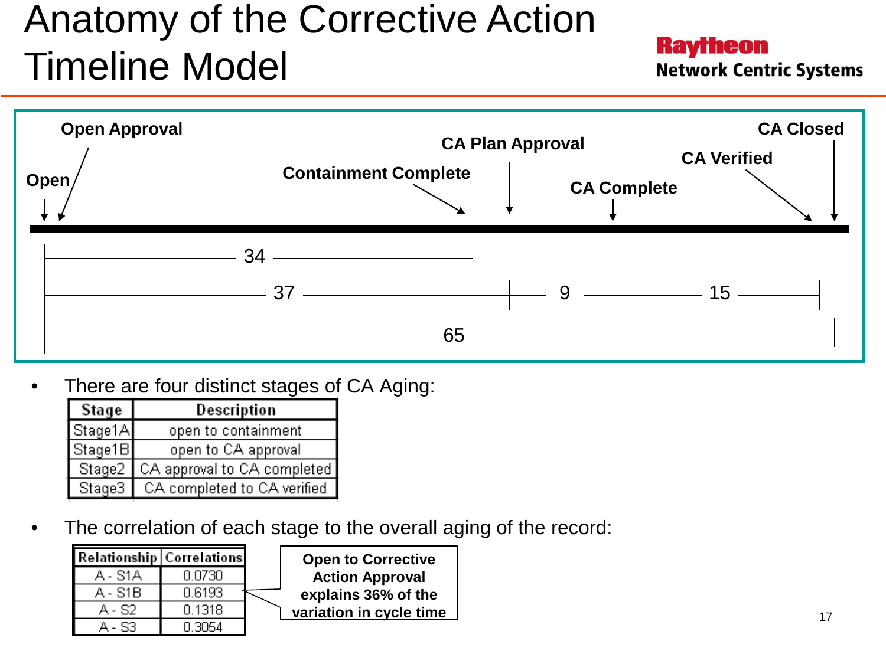# Anatomy of the Corrective Action Timeline Model

Raytheon
Network Centric Systems

Open Approval
Open
Containment Complete
CA Plan Approval
CA Complete
CA Verified
CA Closed

34
37 | 9 | 15
65

- There are four distinct stages of CA Aging:

| Stage | Description |
|---|---|
| Stage1A | open to containment |
| Stage1B | open to CA approval |
| Stage2 | CA approval to CA completed |
| Stage3 | CA completed to CA verified |

- The correlation of each stage to the overall aging of the record:

| Relationship | Correlations |
|---|---|
| A - S1A | 0.0730 |
| A - S1B | 0.6193 |
| A - S2 | 0.1318 |
| A - S3 | 0.3054 |

**Open to Corrective Action Approval explains 36% of the variation in cycle time**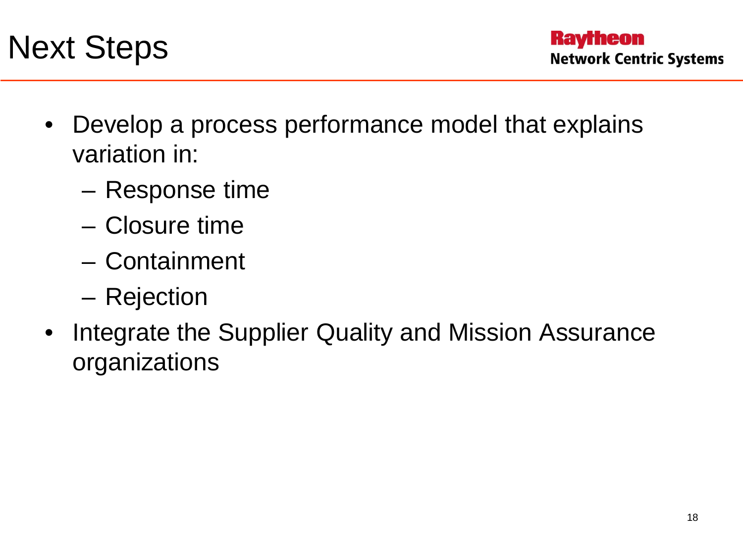# Next Steps

- Develop a process performance model that explains variation in:
  - Response time
  - Closure time
  - Containment
  - Rejection
- Integrate the Supplier Quality and Mission Assurance organizations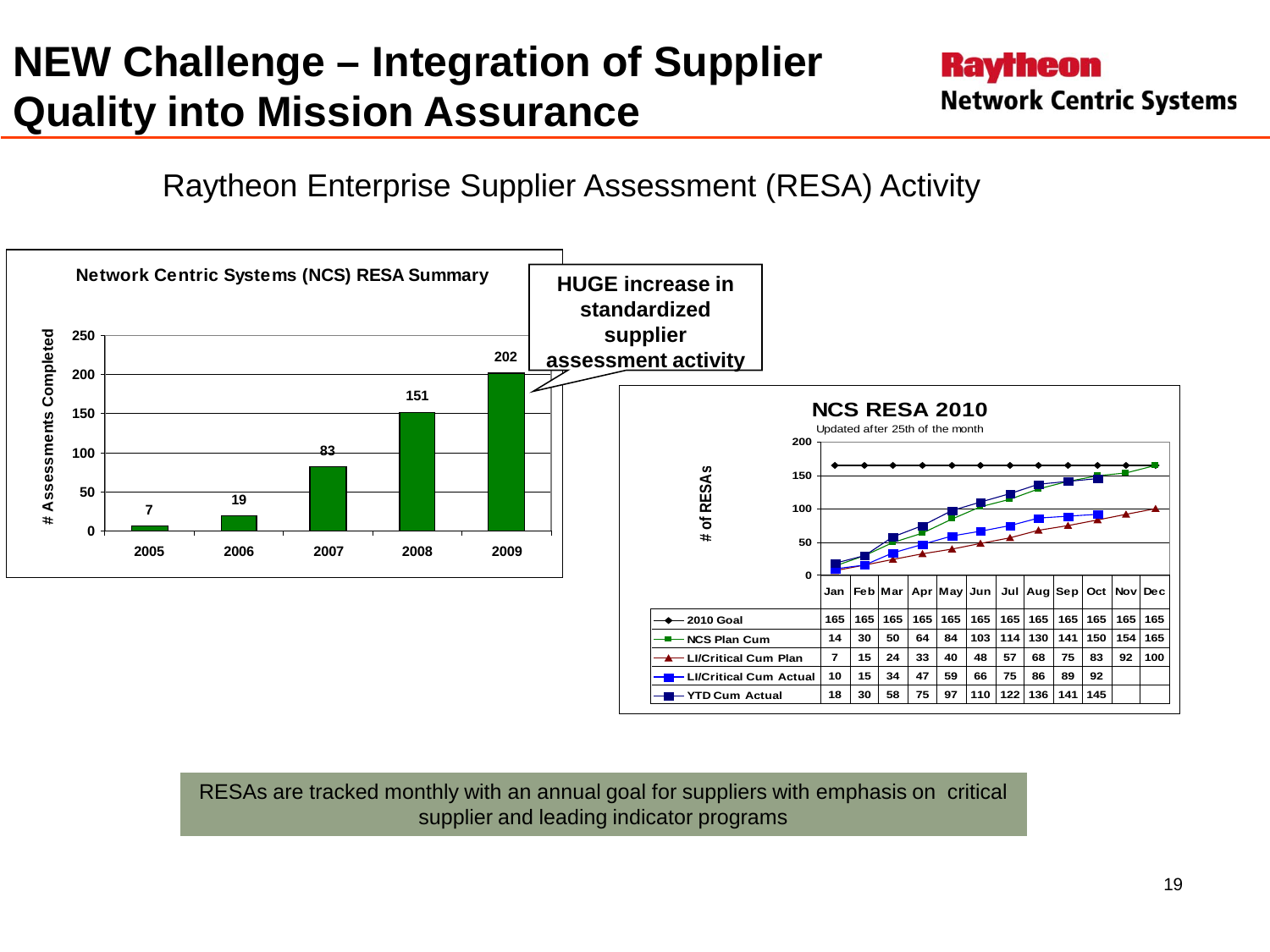# NEW Challenge – Integration of Supplier Quality into Mission Assurance

Raytheon Network Centric Systems

## Raytheon Enterprise Supplier Assessment (RESA) Activity

**Network Centric Systems (NCS) RESA Summary**

| Year | # Assessments Completed |
|---|---|
| 2005 | 7 |
| 2006 | 19 |
| 2007 | 83 |
| 2008 | 151 |
| 2009 | 202 |

**HUGE increase in standardized supplier assessment activity**

**NCS RESA 2010**

Updated after 25th of the month

| | Jan | Feb | Mar | Apr | May | Jun | Jul | Aug | Sep | Oct | Nov | Dec |
|---|---|---|---|---|---|---|---|---|---|---|---|---|
| 2010 Goal | 165 | 165 | 165 | 165 | 165 | 165 | 165 | 165 | 165 | 165 | 165 | 165 |
| NCS Plan Cum | 14 | 30 | 50 | 64 | 84 | 103 | 114 | 130 | 141 | 150 | 154 | 165 |
| LI/Critical Cum Plan | 7 | 15 | 24 | 33 | 40 | 48 | 57 | 68 | 75 | 83 | 92 | 100 |
| LI/Critical Cum Actual | 10 | 15 | 34 | 47 | 59 | 66 | 75 | 86 | 89 | 92 | | |
| YTD Cum Actual | 18 | 30 | 58 | 75 | 97 | 110 | 122 | 136 | 141 | 145 | | |

RESAs are tracked monthly with an annual goal for suppliers with emphasis on critical supplier and leading indicator programs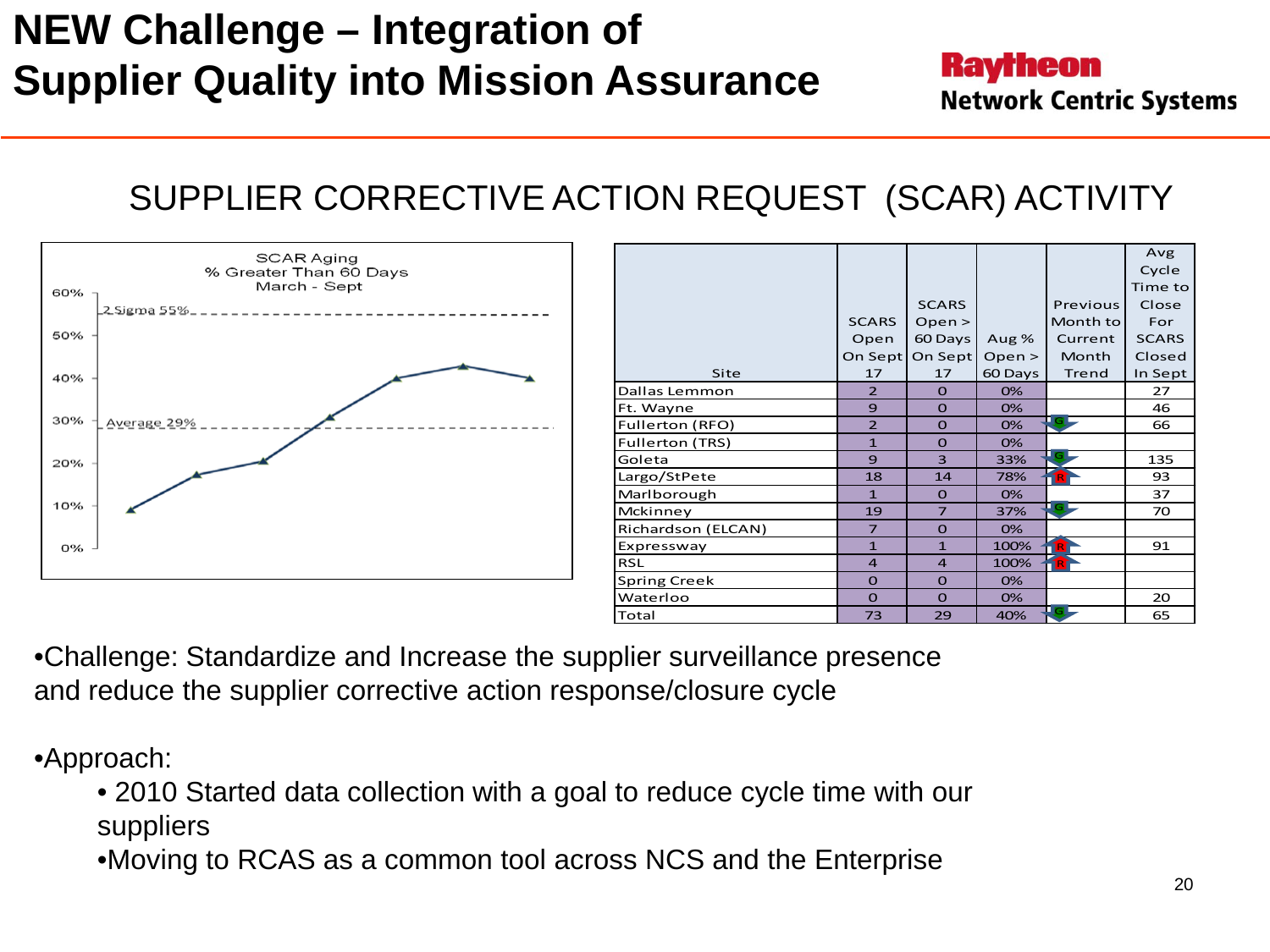# NEW Challenge – Integration of Supplier Quality into Mission Assurance

Raytheon
Network Centric Systems

## SUPPLIER CORRECTIVE ACTION REQUEST (SCAR) ACTIVITY

SCAR Aging
% Greater Than 60 Days
March - Sept

2 Sigma 55%
Average 29%

| Site | SCARS Open On Sept 17 | SCARS Open > 60 Days On Sept 17 | Aug % Open > 60 Days | Previous Month to Current Month Trend | Avg Cycle Time to Close For SCARS Closed In Sept |
|---|---|---|---|---|---|
| Dallas Lemmon | 2 | 0 | 0% | | 27 |
| Ft. Wayne | 9 | 0 | 0% | | 46 |
| Fullerton (RFO) | 2 | 0 | 0% | G | 66 |
| Fullerton (TRS) | 1 | 0 | 0% | | |
| Goleta | 9 | 3 | 33% | G | 135 |
| Largo/StPete | 18 | 14 | 78% | R | 93 |
| Marlborough | 1 | 0 | 0% | | 37 |
| Mckinney | 19 | 7 | 37% | G | 70 |
| Richardson (ELCAN) | 7 | 0 | 0% | | |
| Expressway | 1 | 1 | 100% | R | 91 |
| RSL | 4 | 4 | 100% | R | |
| Spring Creek | 0 | 0 | 0% | | |
| Waterloo | 0 | 0 | 0% | | 20 |
| Total | 73 | 29 | 40% | G | 65 |

- Challenge: Standardize and Increase the supplier surveillance presence and reduce the supplier corrective action response/closure cycle

- Approach:
  - 2010 Started data collection with a goal to reduce cycle time with our suppliers
  - Moving to RCAS as a common tool across NCS and the Enterprise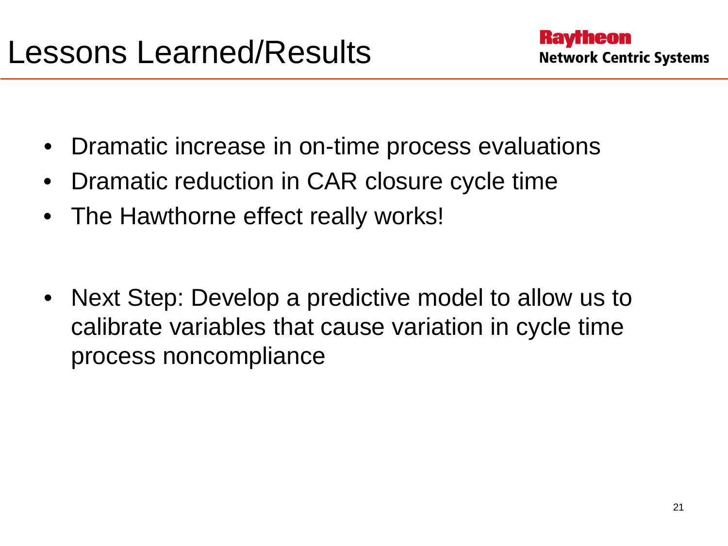# Lessons Learned/Results

Raytheon
Network Centric Systems

- Dramatic increase in on-time process evaluations
- Dramatic reduction in CAR closure cycle time
- The Hawthorne effect really works!

- Next Step: Develop a predictive model to allow us to calibrate variables that cause variation in cycle time process noncompliance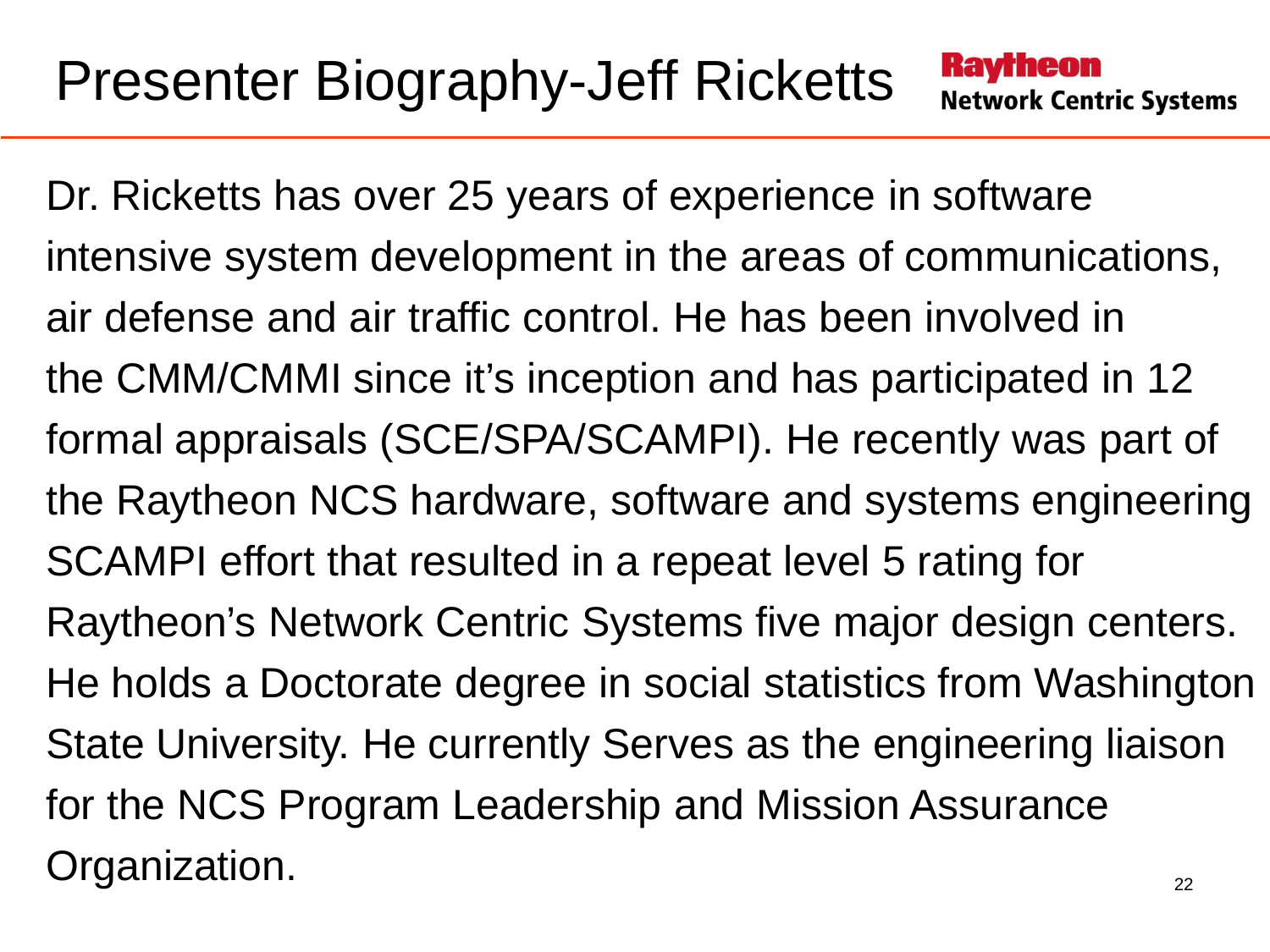# Presenter Biography-Jeff Ricketts

**Raytheon**
**Network Centric Systems**

Dr. Ricketts has over 25 years of experience in software intensive system development in the areas of communications, air defense and air traffic control. He has been involved in the CMM/CMMI since it's inception and has participated in 12 formal appraisals (SCE/SPA/SCAMPI). He recently was part of the Raytheon NCS hardware, software and systems engineering SCAMPI effort that resulted in a repeat level 5 rating for Raytheon's Network Centric Systems five major design centers. He holds a Doctorate degree in social statistics from Washington State University. He currently Serves as the engineering liaison for the NCS Program Leadership and Mission Assurance Organization.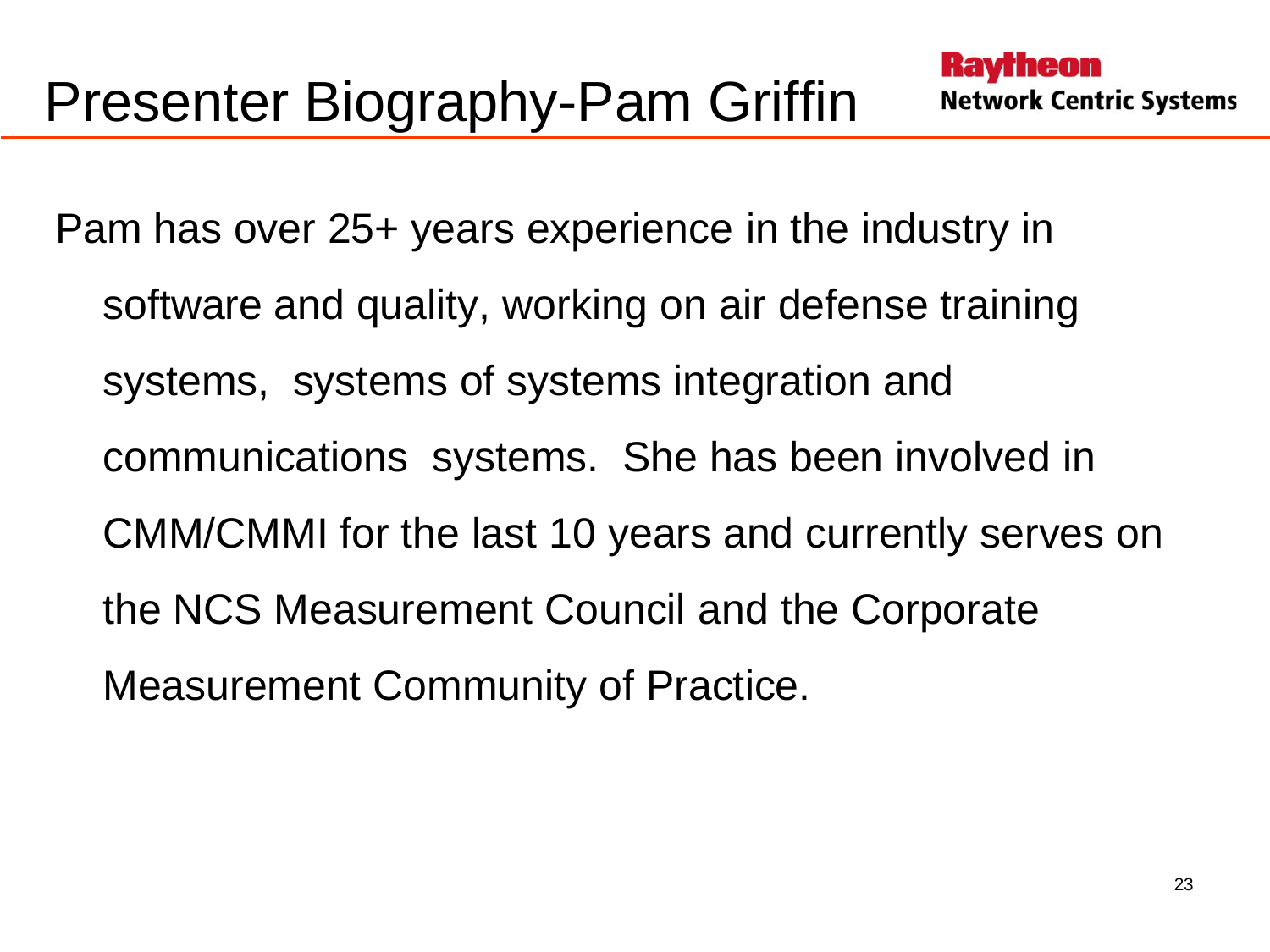# Presenter Biography-Pam Griffin

Raytheon
Network Centric Systems

Pam has over 25+ years experience in the industry in software and quality, working on air defense training systems, systems of systems integration and communications systems. She has been involved in CMM/CMMI for the last 10 years and currently serves on the NCS Measurement Council and the Corporate Measurement Community of Practice.